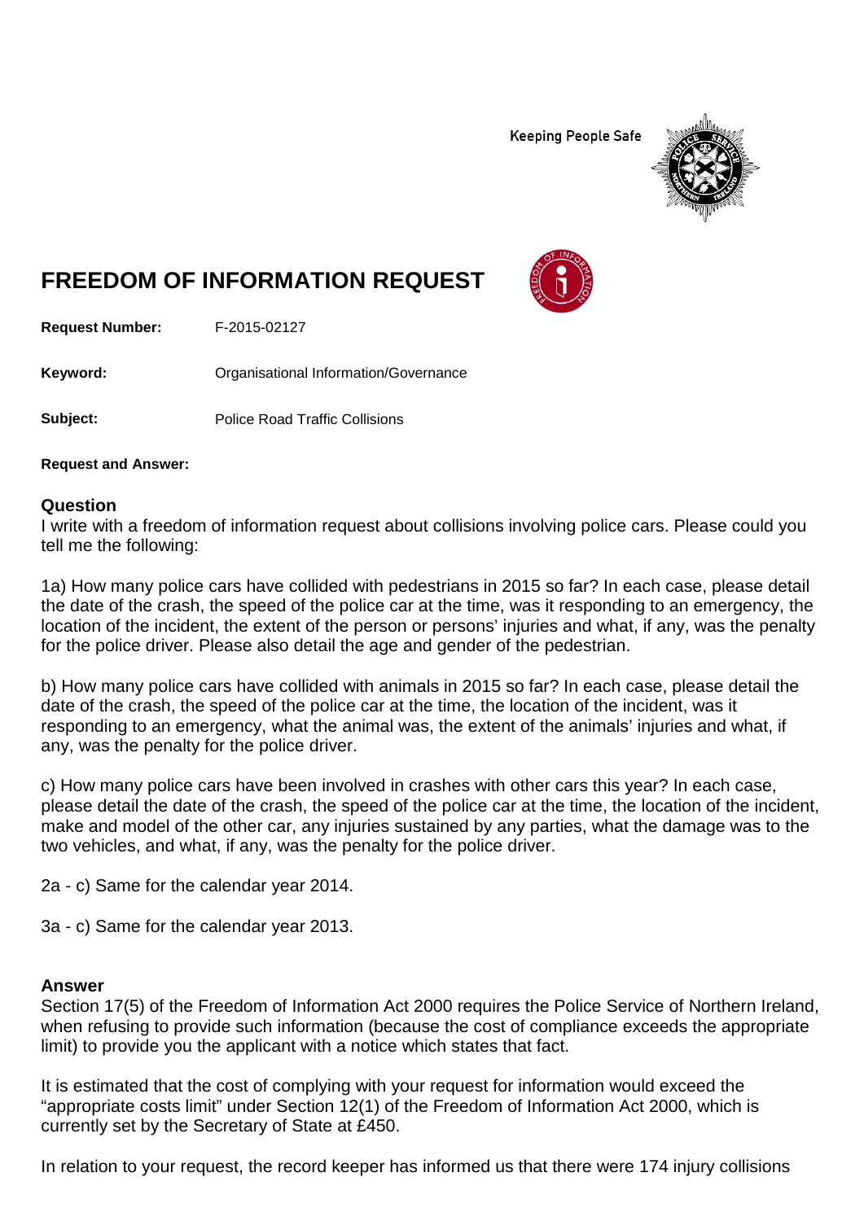Keeping People Safe

# FREEDOM OF INFORMATION REQUEST

**Request Number:** F-2015-02127

**Keyword:** Organisational Information/Governance

**Subject:** Police Road Traffic Collisions

**Request and Answer:**

## Question

I write with a freedom of information request about collisions involving police cars. Please could you tell me the following:

1a) How many police cars have collided with pedestrians in 2015 so far? In each case, please detail the date of the crash, the speed of the police car at the time, was it responding to an emergency, the location of the incident, the extent of the person or persons' injuries and what, if any, was the penalty for the police driver. Please also detail the age and gender of the pedestrian.

b) How many police cars have collided with animals in 2015 so far? In each case, please detail the date of the crash, the speed of the police car at the time, the location of the incident, was it responding to an emergency, what the animal was, the extent of the animals' injuries and what, if any, was the penalty for the police driver.

c) How many police cars have been involved in crashes with other cars this year? In each case, please detail the date of the crash, the speed of the police car at the time, the location of the incident, make and model of the other car, any injuries sustained by any parties, what the damage was to the two vehicles, and what, if any, was the penalty for the police driver.

2a - c) Same for the calendar year 2014.

3a - c) Same for the calendar year 2013.

## Answer

Section 17(5) of the Freedom of Information Act 2000 requires the Police Service of Northern Ireland, when refusing to provide such information (because the cost of compliance exceeds the appropriate limit) to provide you the applicant with a notice which states that fact.

It is estimated that the cost of complying with your request for information would exceed the "appropriate costs limit" under Section 12(1) of the Freedom of Information Act 2000, which is currently set by the Secretary of State at £450.

In relation to your request, the record keeper has informed us that there were 174 injury collisions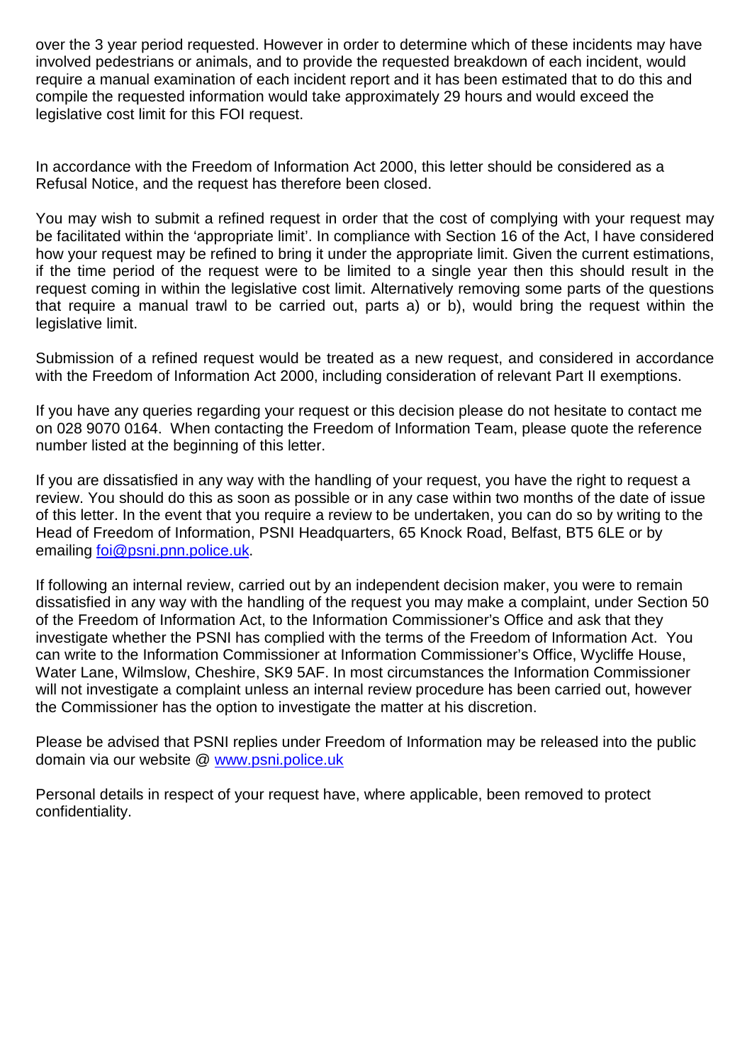over the 3 year period requested. However in order to determine which of these incidents may have involved pedestrians or animals, and to provide the requested breakdown of each incident, would require a manual examination of each incident report and it has been estimated that to do this and compile the requested information would take approximately 29 hours and would exceed the legislative cost limit for this FOI request.

In accordance with the Freedom of Information Act 2000, this letter should be considered as a Refusal Notice, and the request has therefore been closed.

You may wish to submit a refined request in order that the cost of complying with your request may be facilitated within the 'appropriate limit'. In compliance with Section 16 of the Act, I have considered how your request may be refined to bring it under the appropriate limit. Given the current estimations, if the time period of the request were to be limited to a single year then this should result in the request coming in within the legislative cost limit. Alternatively removing some parts of the questions that require a manual trawl to be carried out, parts a) or b), would bring the request within the legislative limit.

Submission of a refined request would be treated as a new request, and considered in accordance with the Freedom of Information Act 2000, including consideration of relevant Part II exemptions.

If you have any queries regarding your request or this decision please do not hesitate to contact me on 028 9070 0164. When contacting the Freedom of Information Team, please quote the reference number listed at the beginning of this letter.

If you are dissatisfied in any way with the handling of your request, you have the right to request a review. You should do this as soon as possible or in any case within two months of the date of issue of this letter. In the event that you require a review to be undertaken, you can do so by writing to the Head of Freedom of Information, PSNI Headquarters, 65 Knock Road, Belfast, BT5 6LE or by emailing foi@psni.pnn.police.uk.

If following an internal review, carried out by an independent decision maker, you were to remain dissatisfied in any way with the handling of the request you may make a complaint, under Section 50 of the Freedom of Information Act, to the Information Commissioner's Office and ask that they investigate whether the PSNI has complied with the terms of the Freedom of Information Act. You can write to the Information Commissioner at Information Commissioner's Office, Wycliffe House, Water Lane, Wilmslow, Cheshire, SK9 5AF. In most circumstances the Information Commissioner will not investigate a complaint unless an internal review procedure has been carried out, however the Commissioner has the option to investigate the matter at his discretion.

Please be advised that PSNI replies under Freedom of Information may be released into the public domain via our website @ www.psni.police.uk

Personal details in respect of your request have, where applicable, been removed to protect confidentiality.